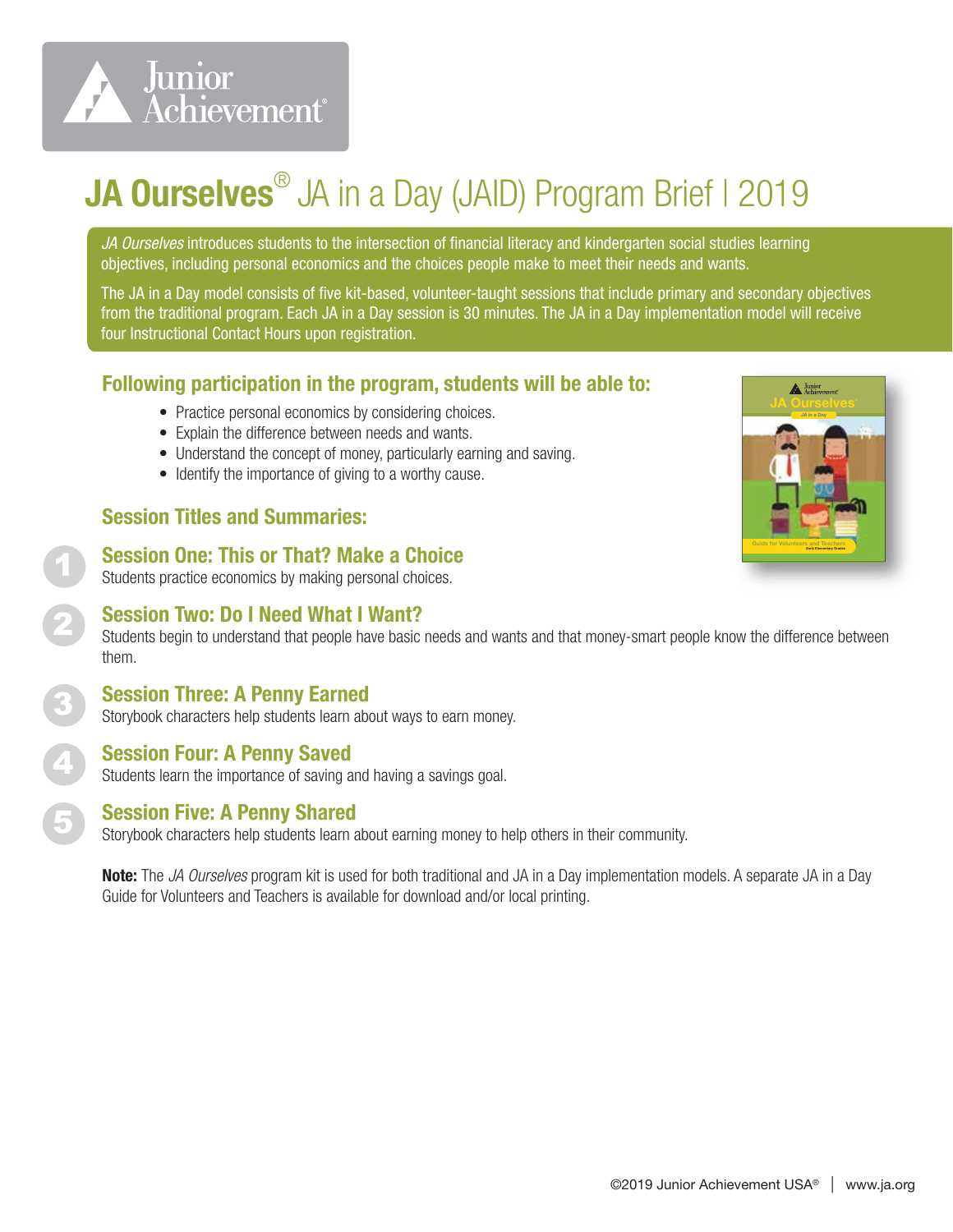# JA Ourselves® JA in a Day (JAID) Program Brief | 2019

*JA Ourselves* introduces students to the intersection of financial literacy and kindergarten social studies learning objectives, including personal economics and the choices people make to meet their needs and wants.

The JA in a Day model consists of five kit-based, volunteer-taught sessions that include primary and secondary objectives from the traditional program. Each JA in a Day session is 30 minutes. The JA in a Day implementation model will receive four Instructional Contact Hours upon registration.

## Following participation in the program, students will be able to:

- Practice personal economics by considering choices.
- Explain the difference between needs and wants.
- Understand the concept of money, particularly earning and saving.
- Identify the importance of giving to a worthy cause.

## Session Titles and Summaries:

### 1 Session One: This or That? Make a Choice

Students practice economics by making personal choices.

### 2 Session Two: Do I Need What I Want?

Students begin to understand that people have basic needs and wants and that money-smart people know the difference between them.

### 3 Session Three: A Penny Earned

Storybook characters help students learn about ways to earn money.

### 4 Session Four: A Penny Saved

Students learn the importance of saving and having a savings goal.

### 5 Session Five: A Penny Shared

Storybook characters help students learn about earning money to help others in their community.

**Note:** The *JA Ourselves* program kit is used for both traditional and JA in a Day implementation models. A separate JA in a Day Guide for Volunteers and Teachers is available for download and/or local printing.

©2019 Junior Achievement USA® | www.ja.org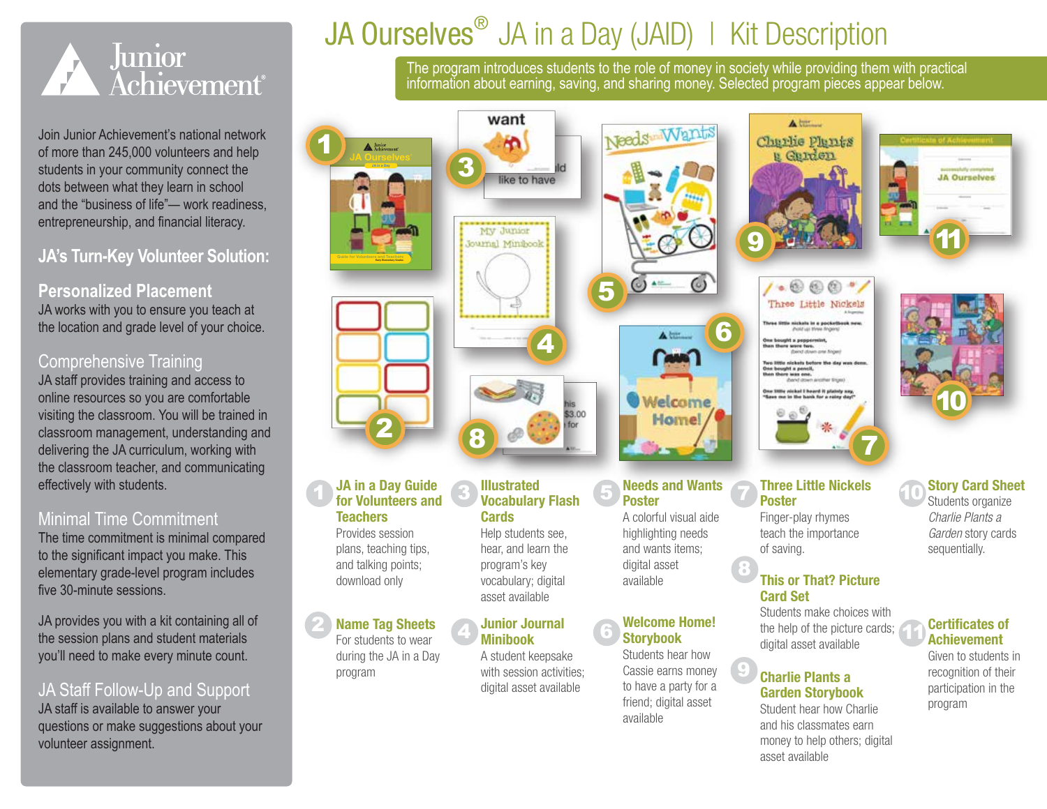# JA Ourselves® JA in a Day (JAID) | Kit Description

The program introduces students to the role of money in society while providing them with practical information about earning, saving, and sharing money. Selected program pieces appear below.

Junior Achievement®

Join Junior Achievement's national network of more than 245,000 volunteers and help students in your community connect the dots between what they learn in school and the "business of life"— work readiness, entrepreneurship, and financial literacy.

## JA's Turn-Key Volunteer Solution:

### Personalized Placement

JA works with you to ensure you teach at the location and grade level of your choice.

### Comprehensive Training

JA staff provides training and access to online resources so you are comfortable visiting the classroom. You will be trained in classroom management, understanding and delivering the JA curriculum, working with the classroom teacher, and communicating effectively with students.

### Minimal Time Commitment

The time commitment is minimal compared to the significant impact you make. This elementary grade-level program includes five 30-minute sessions.

JA provides you with a kit containing all of the session plans and student materials you'll need to make every minute count.

### JA Staff Follow-Up and Support

JA staff is available to answer your questions or make suggestions about your volunteer assignment.

---

**1 JA in a Day Guide for Volunteers and Teachers**
Provides session plans, teaching tips, and talking points; download only

**2 Name Tag Sheets**
For students to wear during the JA in a Day program

**3 Illustrated Vocabulary Flash Cards**
Help students see, hear, and learn the program's key vocabulary; digital asset available

**4 Junior Journal Minibook**
A student keepsake with session activities; digital asset available

**5 Needs and Wants Poster**
A colorful visual aide highlighting needs and wants items; digital asset available

**6 Welcome Home! Storybook**
Students hear how Cassie earns money to have a party for a friend; digital asset available

**7 Three Little Nickels Poster**
Finger-play rhymes teach the importance of saving.

**8 This or That? Picture Card Set**
Students make choices with the help of the picture cards; digital asset available

**9 Charlie Plants a Garden Storybook**
Student hear how Charlie and his classmates earn money to help others; digital asset available

**10 Story Card Sheet**
Students organize *Charlie Plants a Garden* story cards sequentially.

**11 Certificates of Achievement**
Given to students in recognition of their participation in the program